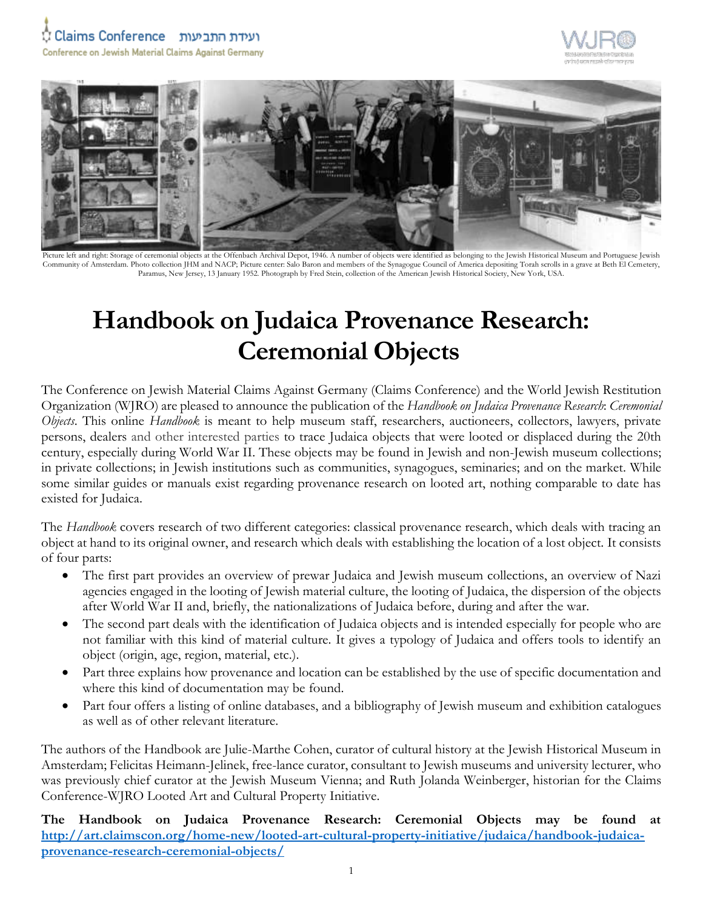Claims Conference ועידת התביעות

Conference on Jewish Material Claims Against Germany

WJRO

Picture left and right: Storage of ceremonial objects at the Offenbach Archival Depot, 1946. A number of objects were identified as belonging to the Jewish Historical Museum and Portuguese Jewish Community of Amsterdam. Photo collection JHM and NACP; Picture center: Salo Baron and members of the Synagogue Council of America depositing Torah scrolls in a grave at Beth El Cemetery, Paramus, New Jersey, 13 January 1952. Photograph by Fred Stein, collection of the American Jewish Historical Society, New York, USA.

# Handbook on Judaica Provenance Research: Ceremonial Objects

The Conference on Jewish Material Claims Against Germany (Claims Conference) and the World Jewish Restitution Organization (WJRO) are pleased to announce the publication of the *Handbook on Judaica Provenance Research: Ceremonial Objects*. This online *Handbook* is meant to help museum staff, researchers, auctioneers, collectors, lawyers, private persons, dealers and other interested parties to trace Judaica objects that were looted or displaced during the 20th century, especially during World War II. These objects may be found in Jewish and non-Jewish museum collections; in private collections; in Jewish institutions such as communities, synagogues, seminaries; and on the market. While some similar guides or manuals exist regarding provenance research on looted art, nothing comparable to date has existed for Judaica.

The *Handbook* covers research of two different categories: classical provenance research, which deals with tracing an object at hand to its original owner, and research which deals with establishing the location of a lost object. It consists of four parts:

- The first part provides an overview of prewar Judaica and Jewish museum collections, an overview of Nazi agencies engaged in the looting of Jewish material culture, the looting of Judaica, the dispersion of the objects after World War II and, briefly, the nationalizations of Judaica before, during and after the war.
- The second part deals with the identification of Judaica objects and is intended especially for people who are not familiar with this kind of material culture. It gives a typology of Judaica and offers tools to identify an object (origin, age, region, material, etc.).
- Part three explains how provenance and location can be established by the use of specific documentation and where this kind of documentation may be found.
- Part four offers a listing of online databases, and a bibliography of Jewish museum and exhibition catalogues as well as of other relevant literature.

The authors of the Handbook are Julie-Marthe Cohen, curator of cultural history at the Jewish Historical Museum in Amsterdam; Felicitas Heimann-Jelinek, free-lance curator, consultant to Jewish museums and university lecturer, who was previously chief curator at the Jewish Museum Vienna; and Ruth Jolanda Weinberger, historian for the Claims Conference-WJRO Looted Art and Cultural Property Initiative.

**The Handbook on Judaica Provenance Research: Ceremonial Objects may be found at [http://art.claimscon.org/home-new/looted-art-cultural-property-initiative/judaica/handbook-judaica-provenance-research-ceremonial-objects/](http://art.claimscon.org/home-new/looted-art-cultural-property-initiative/judaica/handbook-judaica-provenance-research-ceremonial-objects/)**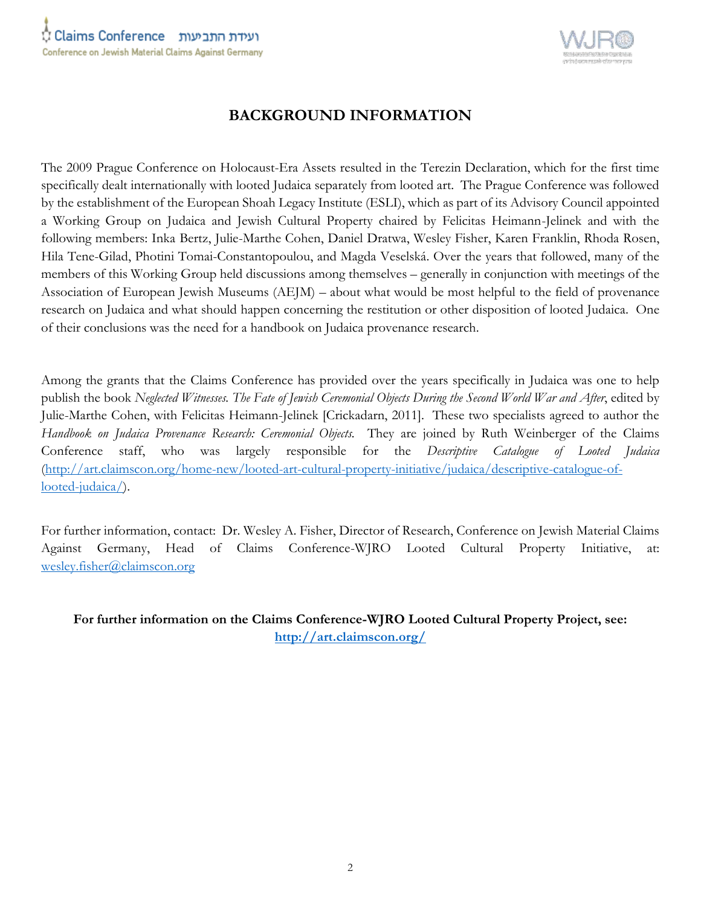# BACKGROUND INFORMATION

The 2009 Prague Conference on Holocaust-Era Assets resulted in the Terezin Declaration, which for the first time specifically dealt internationally with looted Judaica separately from looted art. The Prague Conference was followed by the establishment of the European Shoah Legacy Institute (ESLI), which as part of its Advisory Council appointed a Working Group on Judaica and Jewish Cultural Property chaired by Felicitas Heimann-Jelinek and with the following members: Inka Bertz, Julie-Marthe Cohen, Daniel Dratwa, Wesley Fisher, Karen Franklin, Rhoda Rosen, Hila Tene-Gilad, Photini Tomai-Constantopoulou, and Magda Veselská. Over the years that followed, many of the members of this Working Group held discussions among themselves – generally in conjunction with meetings of the Association of European Jewish Museums (AEJM) – about what would be most helpful to the field of provenance research on Judaica and what should happen concerning the restitution or other disposition of looted Judaica. One of their conclusions was the need for a handbook on Judaica provenance research.

Among the grants that the Claims Conference has provided over the years specifically in Judaica was one to help publish the book *Neglected Witnesses. The Fate of Jewish Ceremonial Objects During the Second World War and After*, edited by Julie-Marthe Cohen, with Felicitas Heimann-Jelinek [Crickadarn, 2011]. These two specialists agreed to author the *Handbook on Judaica Provenance Research: Ceremonial Objects*. They are joined by Ruth Weinberger of the Claims Conference staff, who was largely responsible for the *Descriptive Catalogue of Looted Judaica* (http://art.claimscon.org/home-new/looted-art-cultural-property-initiative/judaica/descriptive-catalogue-of-looted-judaica/).

For further information, contact: Dr. Wesley A. Fisher, Director of Research, Conference on Jewish Material Claims Against Germany, Head of Claims Conference-WJRO Looted Cultural Property Initiative, at: wesley.fisher@claimscon.org

**For further information on the Claims Conference-WJRO Looted Cultural Property Project, see: http://art.claimscon.org/**